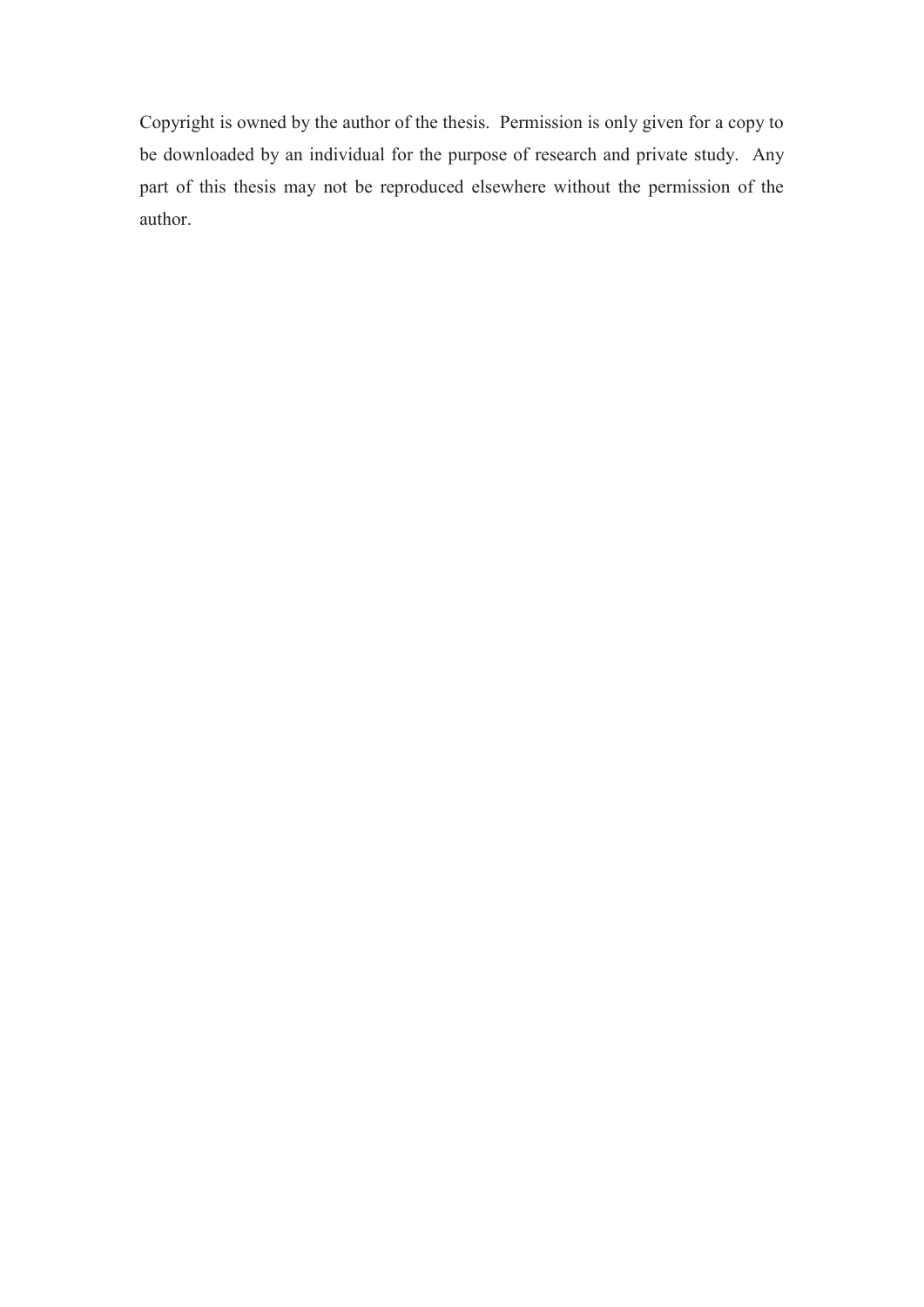Copyright is owned by the author of the thesis. Permission is only given for a copy to be downloaded by an individual for the purpose of research and private study. Any part of this thesis may not be reproduced elsewhere without the permission of the author.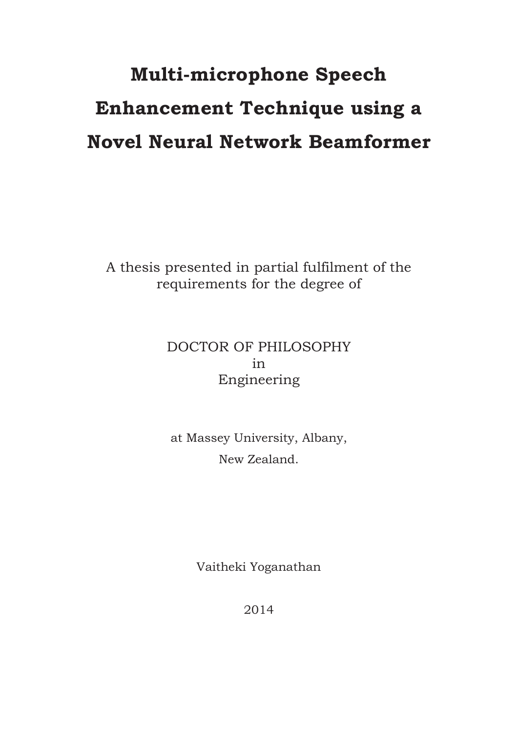# Multi-microphone Speech Enhancement Technique using a Novel Neural Network Beamformer

A thesis presented in partial fulfilment of the requirements for the degree of

DOCTOR OF PHILOSOPHY
in
Engineering

at Massey University, Albany,
New Zealand.

Vaitheki Yoganathan

2014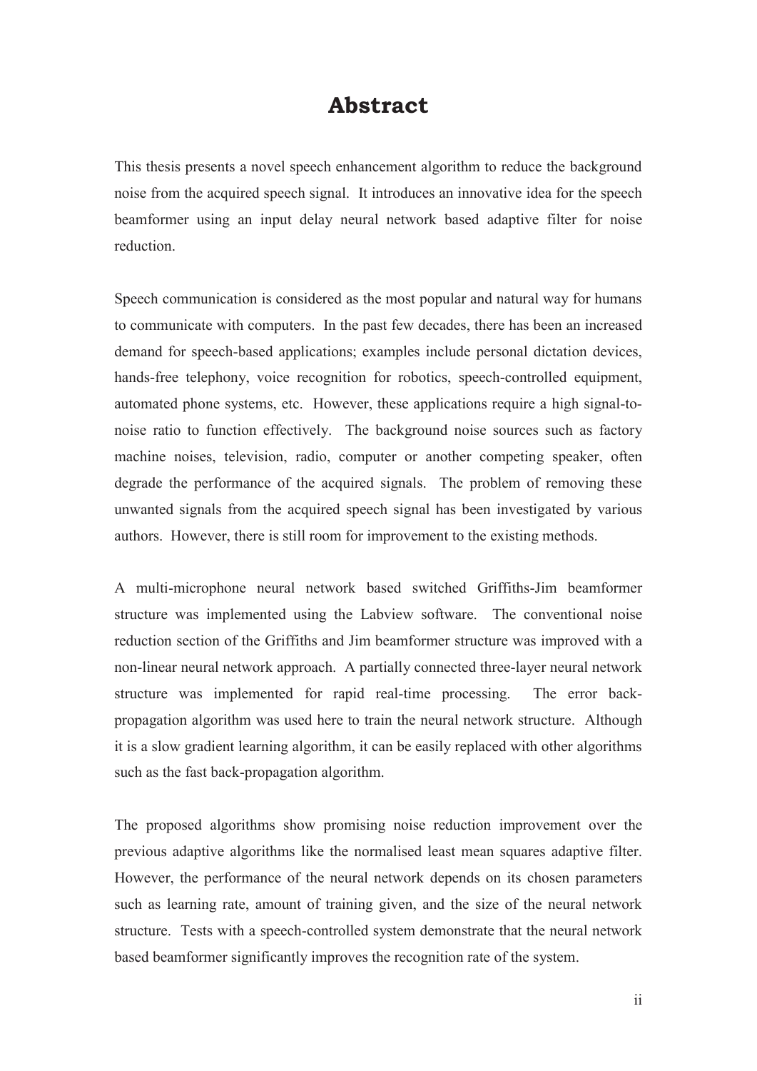# Abstract

This thesis presents a novel speech enhancement algorithm to reduce the background noise from the acquired speech signal. It introduces an innovative idea for the speech beamformer using an input delay neural network based adaptive filter for noise reduction.

Speech communication is considered as the most popular and natural way for humans to communicate with computers. In the past few decades, there has been an increased demand for speech-based applications; examples include personal dictation devices, hands-free telephony, voice recognition for robotics, speech-controlled equipment, automated phone systems, etc. However, these applications require a high signal-to-noise ratio to function effectively. The background noise sources such as factory machine noises, television, radio, computer or another competing speaker, often degrade the performance of the acquired signals. The problem of removing these unwanted signals from the acquired speech signal has been investigated by various authors. However, there is still room for improvement to the existing methods.

A multi-microphone neural network based switched Griffiths-Jim beamformer structure was implemented using the Labview software. The conventional noise reduction section of the Griffiths and Jim beamformer structure was improved with a non-linear neural network approach. A partially connected three-layer neural network structure was implemented for rapid real-time processing. The error back-propagation algorithm was used here to train the neural network structure. Although it is a slow gradient learning algorithm, it can be easily replaced with other algorithms such as the fast back-propagation algorithm.

The proposed algorithms show promising noise reduction improvement over the previous adaptive algorithms like the normalised least mean squares adaptive filter. However, the performance of the neural network depends on its chosen parameters such as learning rate, amount of training given, and the size of the neural network structure. Tests with a speech-controlled system demonstrate that the neural network based beamformer significantly improves the recognition rate of the system.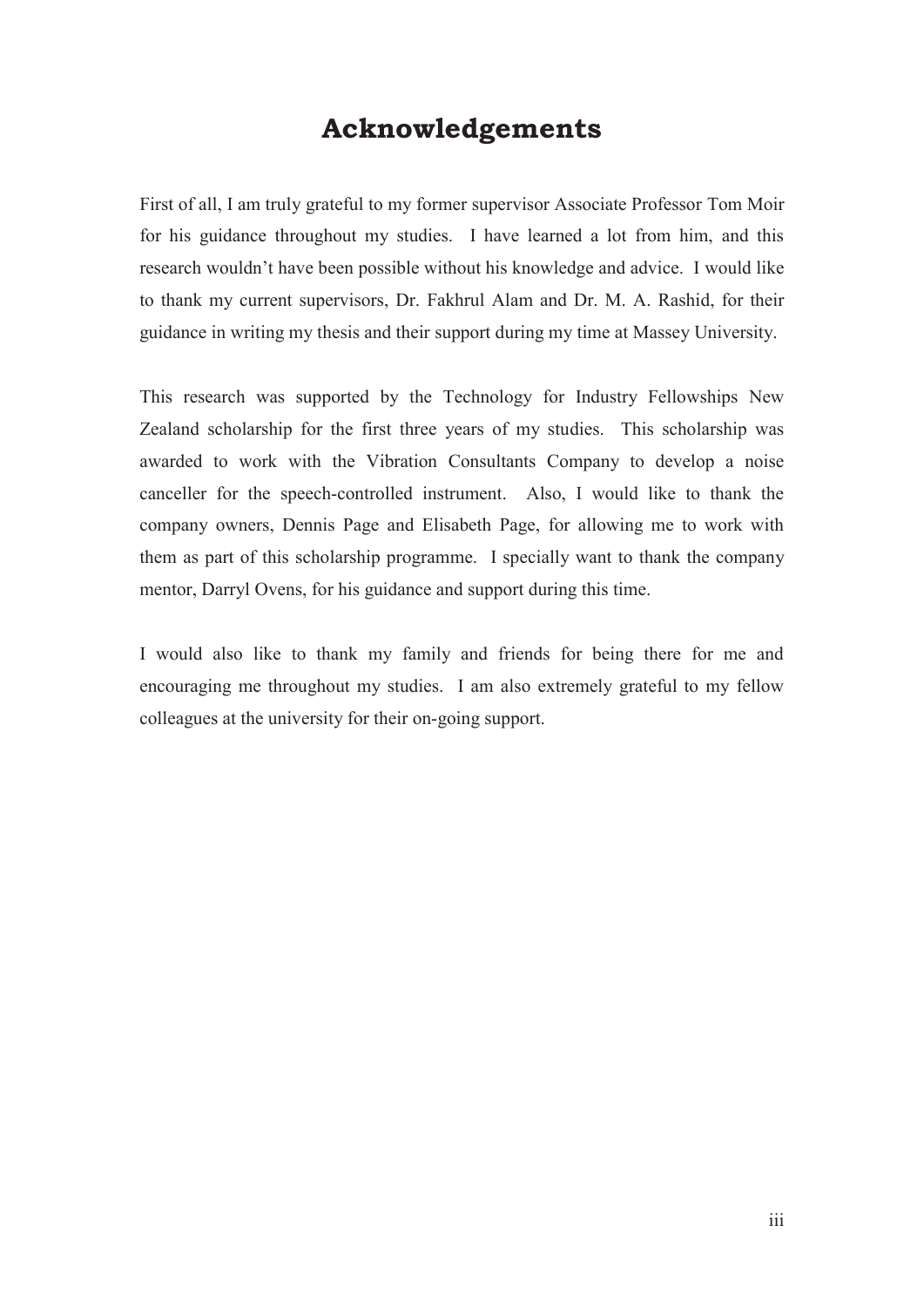# Acknowledgements

First of all, I am truly grateful to my former supervisor Associate Professor Tom Moir for his guidance throughout my studies. I have learned a lot from him, and this research wouldn't have been possible without his knowledge and advice. I would like to thank my current supervisors, Dr. Fakhrul Alam and Dr. M. A. Rashid, for their guidance in writing my thesis and their support during my time at Massey University.

This research was supported by the Technology for Industry Fellowships New Zealand scholarship for the first three years of my studies. This scholarship was awarded to work with the Vibration Consultants Company to develop a noise canceller for the speech-controlled instrument. Also, I would like to thank the company owners, Dennis Page and Elisabeth Page, for allowing me to work with them as part of this scholarship programme. I specially want to thank the company mentor, Darryl Ovens, for his guidance and support during this time.

I would also like to thank my family and friends for being there for me and encouraging me throughout my studies. I am also extremely grateful to my fellow colleagues at the university for their on-going support.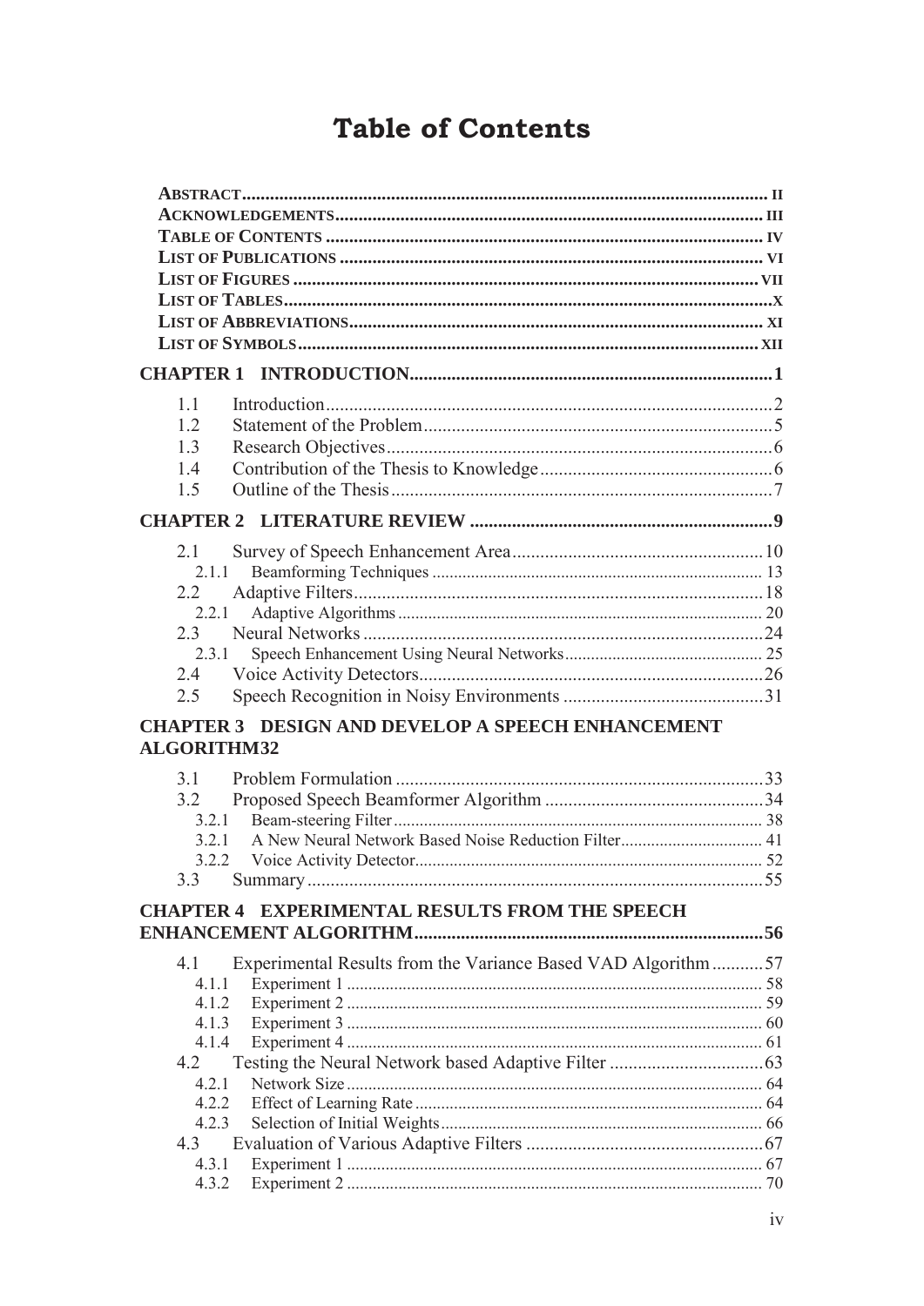# Table of Contents

- **ABSTRACT** .......... II
- **ACKNOWLEDGEMENTS** .......... III
- **TABLE OF CONTENTS** .......... IV
- **LIST OF PUBLICATIONS** .......... VI
- **LIST OF FIGURES** .......... VII
- **LIST OF TABLES** .......... X
- **LIST OF ABBREVIATIONS** .......... XI
- **LIST OF SYMBOLS** .......... XII

**CHAPTER 1 INTRODUCTION** .......... 1

- 1.1 Introduction .......... 2
- 1.2 Statement of the Problem .......... 5
- 1.3 Research Objectives .......... 6
- 1.4 Contribution of the Thesis to Knowledge .......... 6
- 1.5 Outline of the Thesis .......... 7

**CHAPTER 2 LITERATURE REVIEW** .......... 9

- 2.1 Survey of Speech Enhancement Area .......... 10
  - 2.1.1 Beamforming Techniques .......... 13
- 2.2 Adaptive Filters .......... 18
  - 2.2.1 Adaptive Algorithms .......... 20
- 2.3 Neural Networks .......... 24
  - 2.3.1 Speech Enhancement Using Neural Networks .......... 25
- 2.4 Voice Activity Detectors .......... 26
- 2.5 Speech Recognition in Noisy Environments .......... 31

**CHAPTER 3 DESIGN AND DEVELOP A SPEECH ENHANCEMENT ALGORITHM32**

- 3.1 Problem Formulation .......... 33
- 3.2 Proposed Speech Beamformer Algorithm .......... 34
  - 3.2.1 Beam-steering Filter .......... 38
  - 3.2.1 A New Neural Network Based Noise Reduction Filter .......... 41
  - 3.2.2 Voice Activity Detector .......... 52
- 3.3 Summary .......... 55

**CHAPTER 4 EXPERIMENTAL RESULTS FROM THE SPEECH ENHANCEMENT ALGORITHM** .......... 56

- 4.1 Experimental Results from the Variance Based VAD Algorithm .......... 57
  - 4.1.1 Experiment 1 .......... 58
  - 4.1.2 Experiment 2 .......... 59
  - 4.1.3 Experiment 3 .......... 60
  - 4.1.4 Experiment 4 .......... 61
- 4.2 Testing the Neural Network based Adaptive Filter .......... 63
  - 4.2.1 Network Size .......... 64
  - 4.2.2 Effect of Learning Rate .......... 64
  - 4.2.3 Selection of Initial Weights .......... 66
- 4.3 Evaluation of Various Adaptive Filters .......... 67
  - 4.3.1 Experiment 1 .......... 67
  - 4.3.2 Experiment 2 .......... 70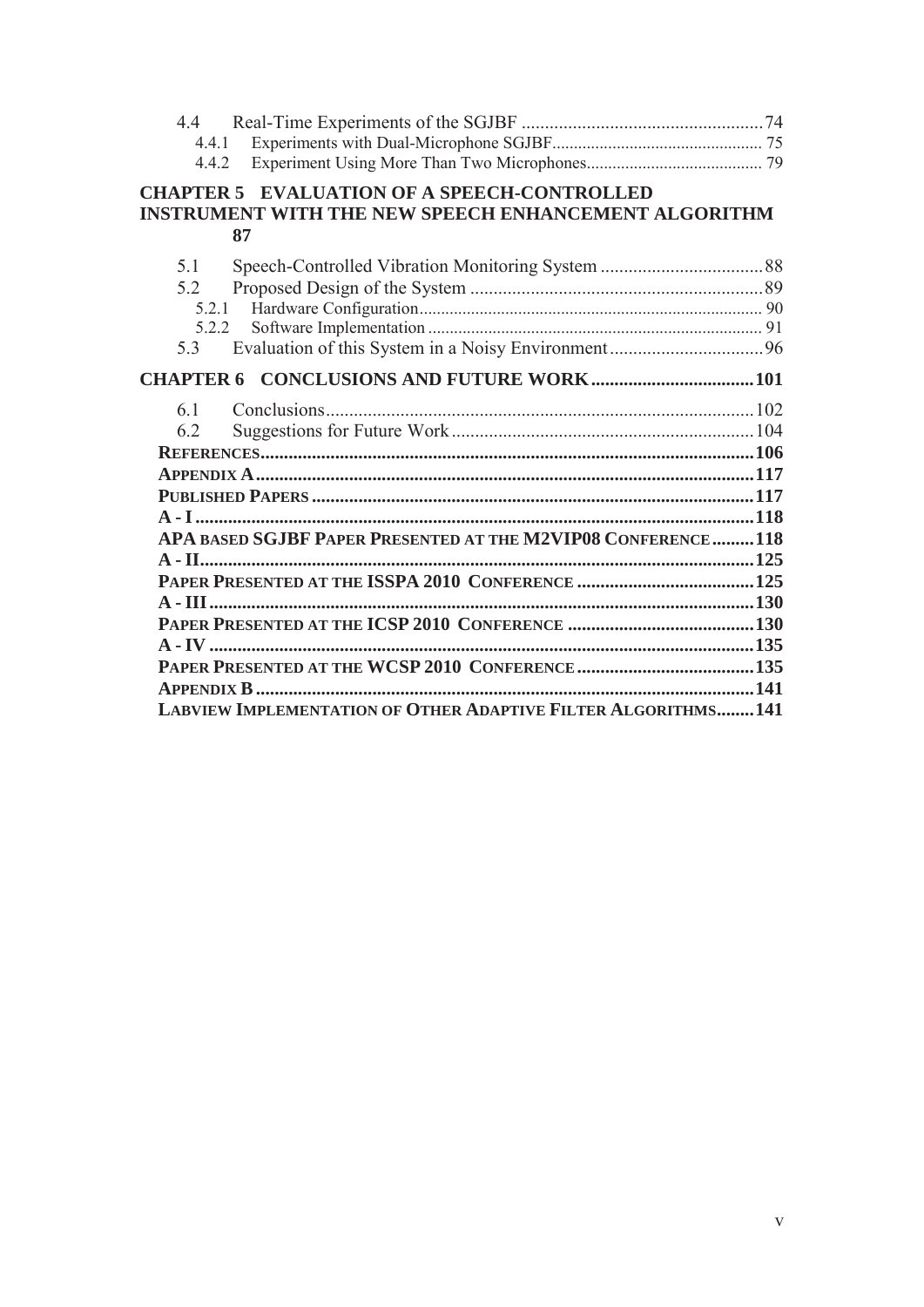4.4 Real-Time Experiments of the SGJBF ....................................................74

4.4.1 Experiments with Dual-Microphone SGJBF.................................................75

4.4.2 Experiment Using More Than Two Microphones.........................................79

**CHAPTER 5 EVALUATION OF A SPEECH-CONTROLLED INSTRUMENT WITH THE NEW SPEECH ENHANCEMENT ALGORITHM 87**

5.1 Speech-Controlled Vibration Monitoring System ...................................88

5.2 Proposed Design of the System ...............................................................89

5.2.1 Hardware Configuration...............................................................................90

5.2.2 Software Implementation .............................................................................91

5.3 Evaluation of this System in a Noisy Environment.................................96

**CHAPTER 6 CONCLUSIONS AND FUTURE WORK...................................101**

6.1 Conclusions............................................................................................102

6.2 Suggestions for Future Work.................................................................104

**REFERENCES.........................................................................................................106**

**APPENDIX A..........................................................................................................117**

**PUBLISHED PAPERS ..............................................................................................117**

**A - I ........................................................................................................................118**

**APA BASED SGJBF PAPER PRESENTED AT THE M2VIP08 CONFERENCE.........118**

**A - II......................................................................................................................125**

**PAPER PRESENTED AT THE ISSPA 2010 CONFERENCE ......................................125**

**A - III....................................................................................................................130**

**PAPER PRESENTED AT THE ICSP 2010 CONFERENCE ........................................130**

**A - IV ....................................................................................................................135**

**PAPER PRESENTED AT THE WCSP 2010 CONFERENCE......................................135**

**APPENDIX B ..........................................................................................................141**

**LABVIEW IMPLEMENTATION OF OTHER ADAPTIVE FILTER ALGORITHMS........141**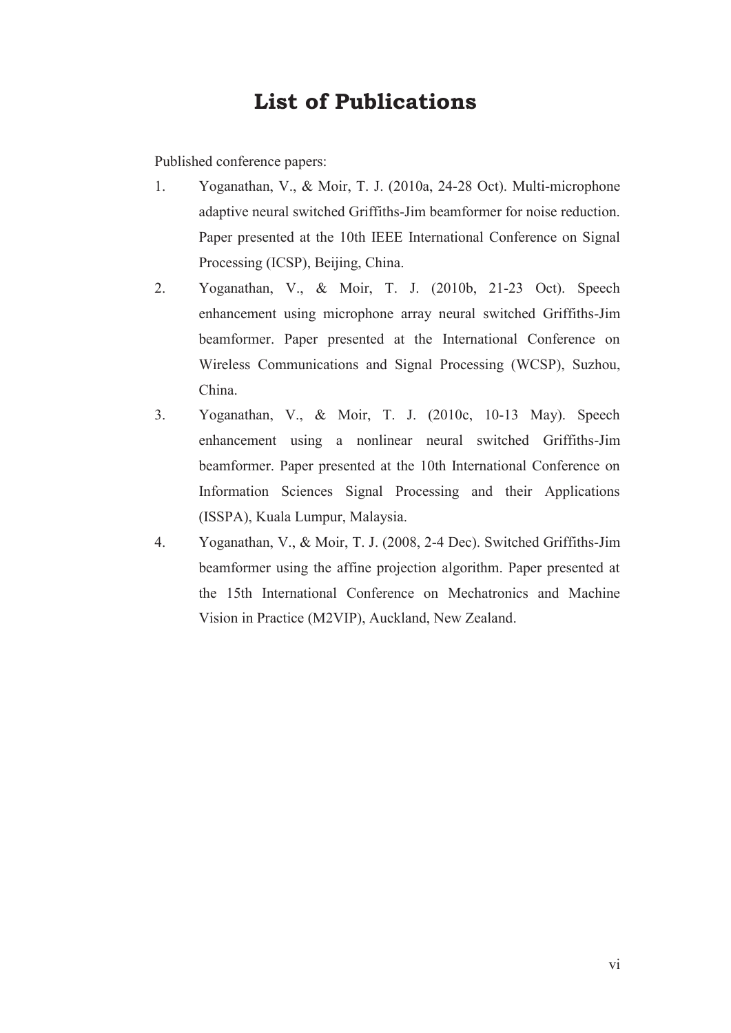# List of Publications

Published conference papers:

1. Yoganathan, V., & Moir, T. J. (2010a, 24-28 Oct). Multi-microphone adaptive neural switched Griffiths-Jim beamformer for noise reduction. Paper presented at the 10th IEEE International Conference on Signal Processing (ICSP), Beijing, China.
2. Yoganathan, V., & Moir, T. J. (2010b, 21-23 Oct). Speech enhancement using microphone array neural switched Griffiths-Jim beamformer. Paper presented at the International Conference on Wireless Communications and Signal Processing (WCSP), Suzhou, China.
3. Yoganathan, V., & Moir, T. J. (2010c, 10-13 May). Speech enhancement using a nonlinear neural switched Griffiths-Jim beamformer. Paper presented at the 10th International Conference on Information Sciences Signal Processing and their Applications (ISSPA), Kuala Lumpur, Malaysia.
4. Yoganathan, V., & Moir, T. J. (2008, 2-4 Dec). Switched Griffiths-Jim beamformer using the affine projection algorithm. Paper presented at the 15th International Conference on Mechatronics and Machine Vision in Practice (M2VIP), Auckland, New Zealand.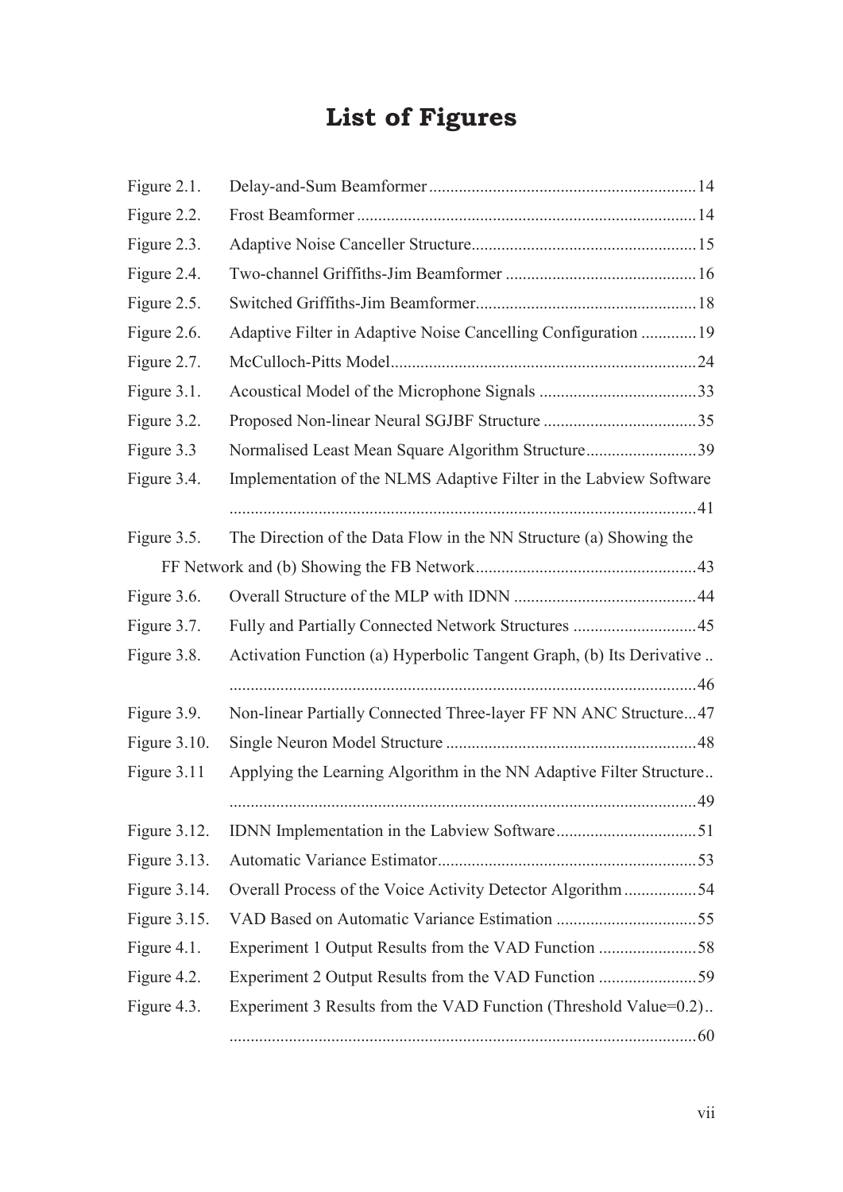# List of Figures

| | | |
|---|---|---|
| Figure 2.1. | Delay-and-Sum Beamformer | 14 |
| Figure 2.2. | Frost Beamformer | 14 |
| Figure 2.3. | Adaptive Noise Canceller Structure | 15 |
| Figure 2.4. | Two-channel Griffiths-Jim Beamformer | 16 |
| Figure 2.5. | Switched Griffiths-Jim Beamformer | 18 |
| Figure 2.6. | Adaptive Filter in Adaptive Noise Cancelling Configuration | 19 |
| Figure 2.7. | McCulloch-Pitts Model | 24 |
| Figure 3.1. | Acoustical Model of the Microphone Signals | 33 |
| Figure 3.2. | Proposed Non-linear Neural SGJBF Structure | 35 |
| Figure 3.3 | Normalised Least Mean Square Algorithm Structure | 39 |
| Figure 3.4. | Implementation of the NLMS Adaptive Filter in the Labview Software | 41 |
| Figure 3.5. | The Direction of the Data Flow in the NN Structure (a) Showing the FF Network and (b) Showing the FB Network | 43 |
| Figure 3.6. | Overall Structure of the MLP with IDNN | 44 |
| Figure 3.7. | Fully and Partially Connected Network Structures | 45 |
| Figure 3.8. | Activation Function (a) Hyperbolic Tangent Graph, (b) Its Derivative | 46 |
| Figure 3.9. | Non-linear Partially Connected Three-layer FF NN ANC Structure | 47 |
| Figure 3.10. | Single Neuron Model Structure | 48 |
| Figure 3.11 | Applying the Learning Algorithm in the NN Adaptive Filter Structure | 49 |
| Figure 3.12. | IDNN Implementation in the Labview Software | 51 |
| Figure 3.13. | Automatic Variance Estimator | 53 |
| Figure 3.14. | Overall Process of the Voice Activity Detector Algorithm | 54 |
| Figure 3.15. | VAD Based on Automatic Variance Estimation | 55 |
| Figure 4.1. | Experiment 1 Output Results from the VAD Function | 58 |
| Figure 4.2. | Experiment 2 Output Results from the VAD Function | 59 |
| Figure 4.3. | Experiment 3 Results from the VAD Function (Threshold Value=0.2) | 60 |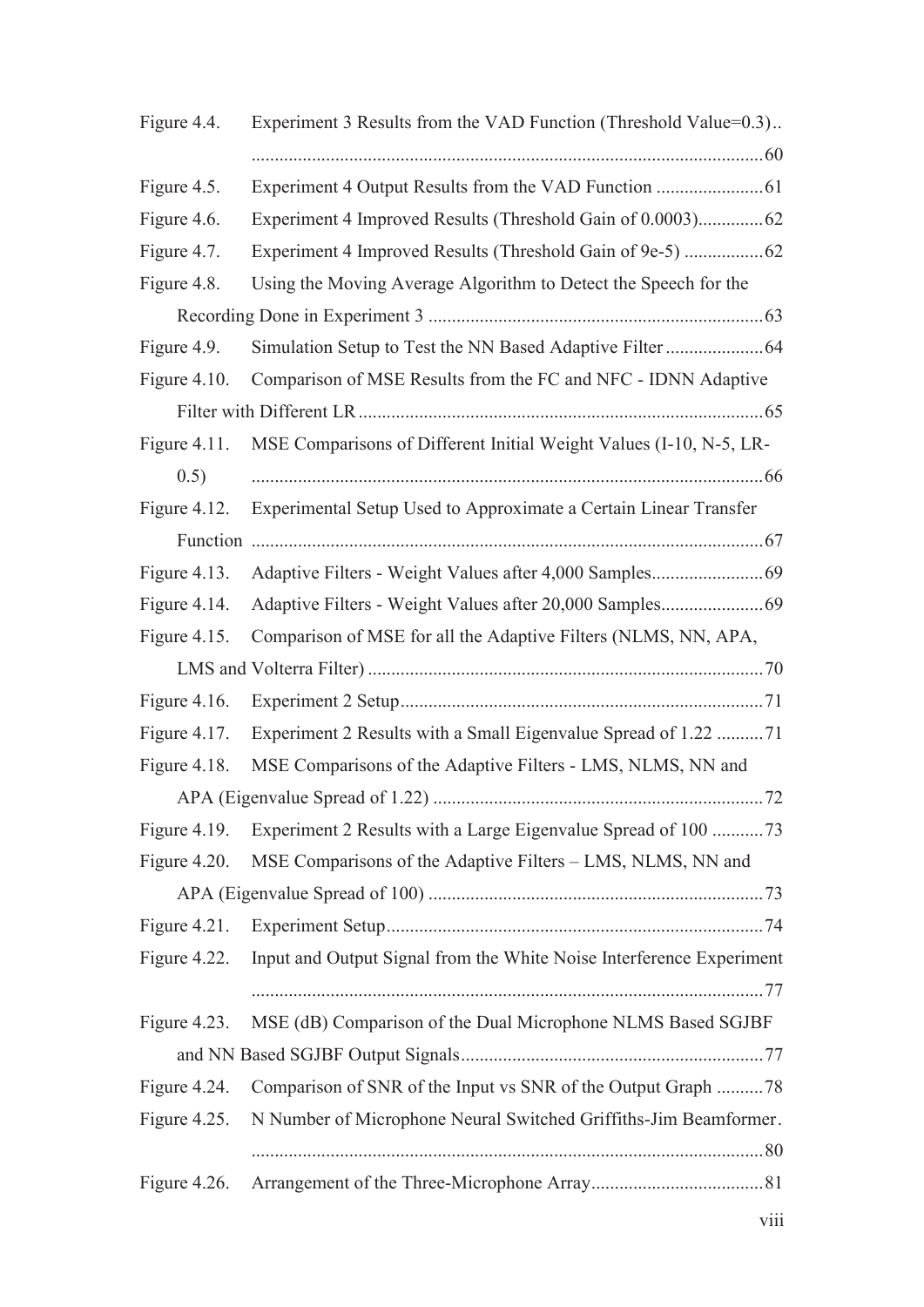Figure 4.4. Experiment 3 Results from the VAD Function (Threshold Value=0.3) .. ............................................................................................................ 60

Figure 4.5. Experiment 4 Output Results from the VAD Function ....................... 61

Figure 4.6. Experiment 4 Improved Results (Threshold Gain of 0.0003).............. 62

Figure 4.7. Experiment 4 Improved Results (Threshold Gain of 9e-5) ................. 62

Figure 4.8. Using the Moving Average Algorithm to Detect the Speech for the Recording Done in Experiment 3 ....................................................................... 63

Figure 4.9. Simulation Setup to Test the NN Based Adaptive Filter ..................... 64

Figure 4.10. Comparison of MSE Results from the FC and NFC - IDNN Adaptive Filter with Different LR ...................................................................................... 65

Figure 4.11. MSE Comparisons of Different Initial Weight Values (I-10, N-5, LR-0.5) ............................................................................................................ 66

Figure 4.12. Experimental Setup Used to Approximate a Certain Linear Transfer Function ............................................................................................................ 67

Figure 4.13. Adaptive Filters - Weight Values after 4,000 Samples........................ 69

Figure 4.14. Adaptive Filters - Weight Values after 20,000 Samples...................... 69

Figure 4.15. Comparison of MSE for all the Adaptive Filters (NLMS, NN, APA, LMS and Volterra Filter) .................................................................................... 70

Figure 4.16. Experiment 2 Setup............................................................................. 71

Figure 4.17. Experiment 2 Results with a Small Eigenvalue Spread of 1.22 .......... 71

Figure 4.18. MSE Comparisons of the Adaptive Filters - LMS, NLMS, NN and APA (Eigenvalue Spread of 1.22) ...................................................................... 72

Figure 4.19. Experiment 2 Results with a Large Eigenvalue Spread of 100 ........... 73

Figure 4.20. MSE Comparisons of the Adaptive Filters – LMS, NLMS, NN and APA (Eigenvalue Spread of 100) ....................................................................... 73

Figure 4.21. Experiment Setup................................................................................ 74

Figure 4.22. Input and Output Signal from the White Noise Interference Experiment ............................................................................................................ 77

Figure 4.23. MSE (dB) Comparison of the Dual Microphone NLMS Based SGJBF and NN Based SGJBF Output Signals................................................................ 77

Figure 4.24. Comparison of SNR of the Input vs SNR of the Output Graph .......... 78

Figure 4.25. N Number of Microphone Neural Switched Griffiths-Jim Beamformer. ............................................................................................................ 80

Figure 4.26. Arrangement of the Three-Microphone Array.................................... 81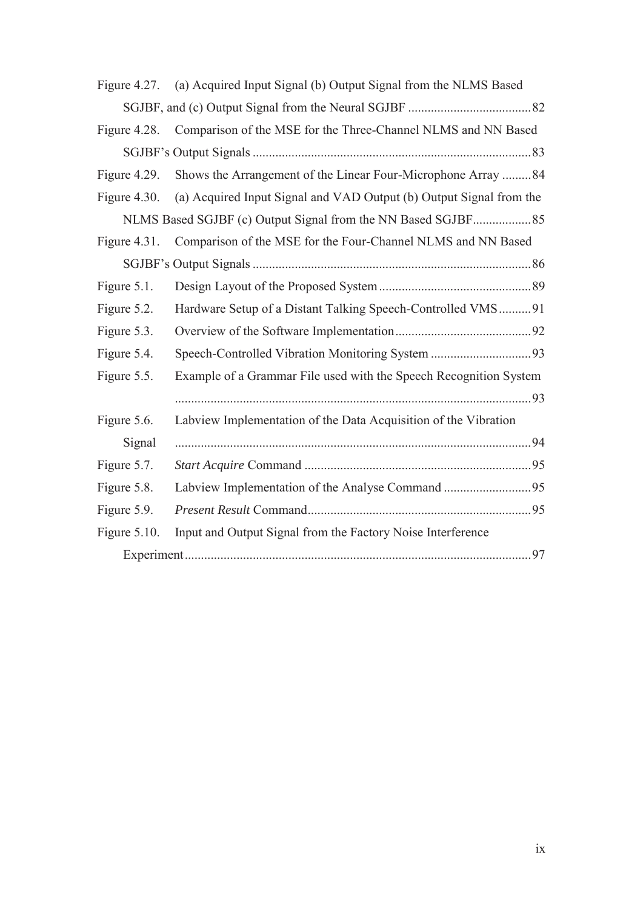Figure 4.27. (a) Acquired Input Signal (b) Output Signal from the NLMS Based SGJBF, and (c) Output Signal from the Neural SGJBF ...................................... 82

Figure 4.28. Comparison of the MSE for the Three-Channel NLMS and NN Based SGJBF's Output Signals ...................................................................................... 83

Figure 4.29. Shows the Arrangement of the Linear Four-Microphone Array ......... 84

Figure 4.30. (a) Acquired Input Signal and VAD Output (b) Output Signal from the NLMS Based SGJBF (c) Output Signal from the NN Based SGJBF.................. 85

Figure 4.31. Comparison of the MSE for the Four-Channel NLMS and NN Based SGJBF's Output Signals ...................................................................................... 86

Figure 5.1. Design Layout of the Proposed System ............................................... 89

Figure 5.2. Hardware Setup of a Distant Talking Speech-Controlled VMS.......... 91

Figure 5.3. Overview of the Software Implementation.......................................... 92

Figure 5.4. Speech-Controlled Vibration Monitoring System ............................... 93

Figure 5.5. Example of a Grammar File used with the Speech Recognition System ............................................................................................................. 93

Figure 5.6. Labview Implementation of the Data Acquisition of the Vibration Signal ............................................................................................................. 94

Figure 5.7. *Start Acquire* Command ...................................................................... 95

Figure 5.8. Labview Implementation of the Analyse Command ........................... 95

Figure 5.9. *Present Result* Command..................................................................... 95

Figure 5.10. Input and Output Signal from the Factory Noise Interference Experiment........................................................................................................... 97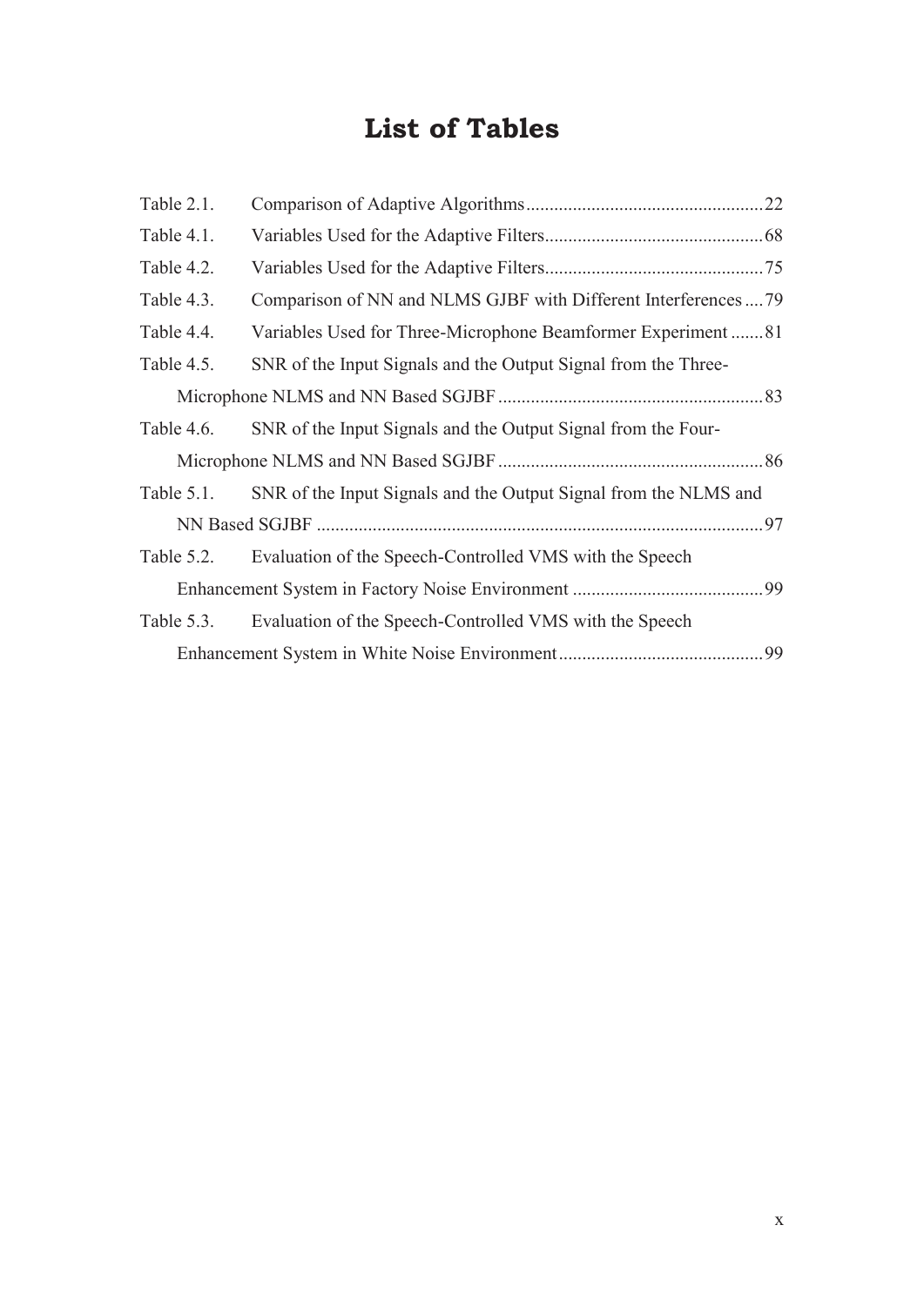# List of Tables

Table 2.1. Comparison of Adaptive Algorithms ... 22

Table 4.1. Variables Used for the Adaptive Filters ... 68

Table 4.2. Variables Used for the Adaptive Filters ... 75

Table 4.3. Comparison of NN and NLMS GJBF with Different Interferences ... 79

Table 4.4. Variables Used for Three-Microphone Beamformer Experiment ... 81

Table 4.5. SNR of the Input Signals and the Output Signal from the Three-Microphone NLMS and NN Based SGJBF ... 83

Table 4.6. SNR of the Input Signals and the Output Signal from the Four-Microphone NLMS and NN Based SGJBF ... 86

Table 5.1. SNR of the Input Signals and the Output Signal from the NLMS and NN Based SGJBF ... 97

Table 5.2. Evaluation of the Speech-Controlled VMS with the Speech Enhancement System in Factory Noise Environment ... 99

Table 5.3. Evaluation of the Speech-Controlled VMS with the Speech Enhancement System in White Noise Environment ... 99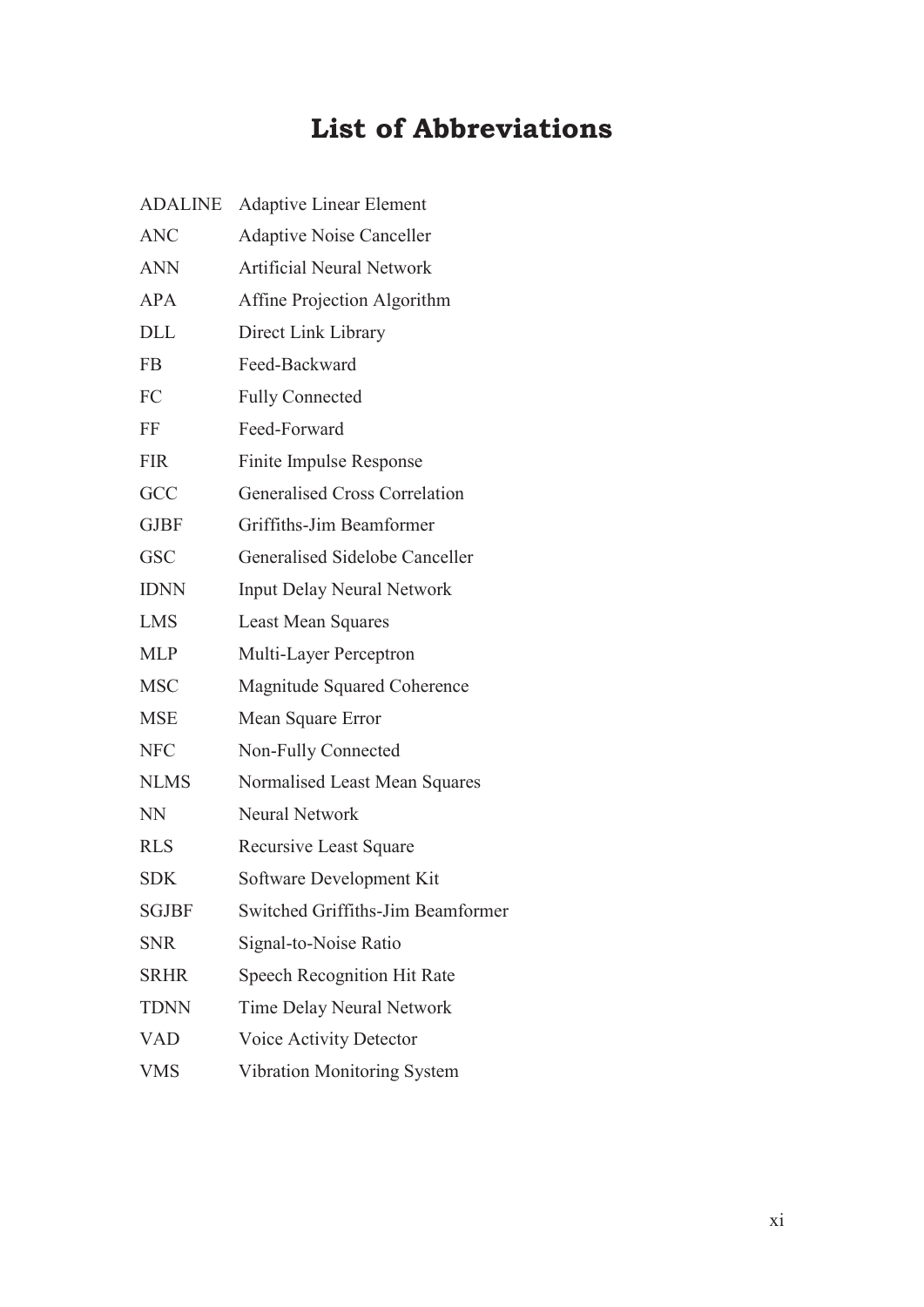# List of Abbreviations

| | |
|---|---|
| ADALINE | Adaptive Linear Element |
| ANC | Adaptive Noise Canceller |
| ANN | Artificial Neural Network |
| APA | Affine Projection Algorithm |
| DLL | Direct Link Library |
| FB | Feed-Backward |
| FC | Fully Connected |
| FF | Feed-Forward |
| FIR | Finite Impulse Response |
| GCC | Generalised Cross Correlation |
| GJBF | Griffiths-Jim Beamformer |
| GSC | Generalised Sidelobe Canceller |
| IDNN | Input Delay Neural Network |
| LMS | Least Mean Squares |
| MLP | Multi-Layer Perceptron |
| MSC | Magnitude Squared Coherence |
| MSE | Mean Square Error |
| NFC | Non-Fully Connected |
| NLMS | Normalised Least Mean Squares |
| NN | Neural Network |
| RLS | Recursive Least Square |
| SDK | Software Development Kit |
| SGJBF | Switched Griffiths-Jim Beamformer |
| SNR | Signal-to-Noise Ratio |
| SRHR | Speech Recognition Hit Rate |
| TDNN | Time Delay Neural Network |
| VAD | Voice Activity Detector |
| VMS | Vibration Monitoring System |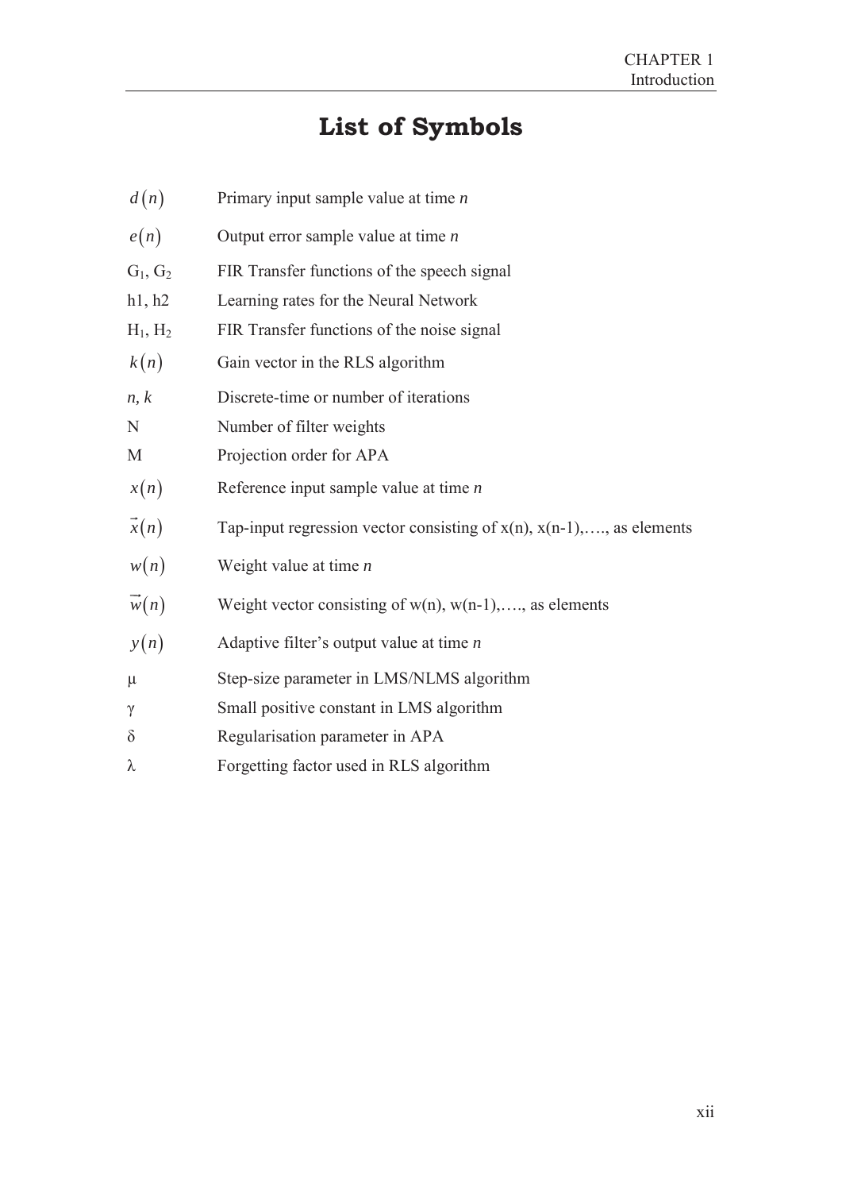# List of Symbols

| | |
|---|---|
| $d(n)$ | Primary input sample value at time *n* |
| $e(n)$ | Output error sample value at time *n* |
| $G_1$, $G_2$ | FIR Transfer functions of the speech signal |
| h1, h2 | Learning rates for the Neural Network |
| $H_1$, $H_2$ | FIR Transfer functions of the noise signal |
| $k(n)$ | Gain vector in the RLS algorithm |
| *n, k* | Discrete-time or number of iterations |
| N | Number of filter weights |
| M | Projection order for APA |
| $x(n)$ | Reference input sample value at time *n* |
| $\vec{x}(n)$ | Tap-input regression vector consisting of x(n), x(n-1),…., as elements |
| $w(n)$ | Weight value at time *n* |
| $\vec{w}(n)$ | Weight vector consisting of w(n), w(n-1),…., as elements |
| $y(n)$ | Adaptive filter's output value at time *n* |
| $\mu$ | Step-size parameter in LMS/NLMS algorithm |
| $\gamma$ | Small positive constant in LMS algorithm |
| $\delta$ | Regularisation parameter in APA |
| $\lambda$ | Forgetting factor used in RLS algorithm |